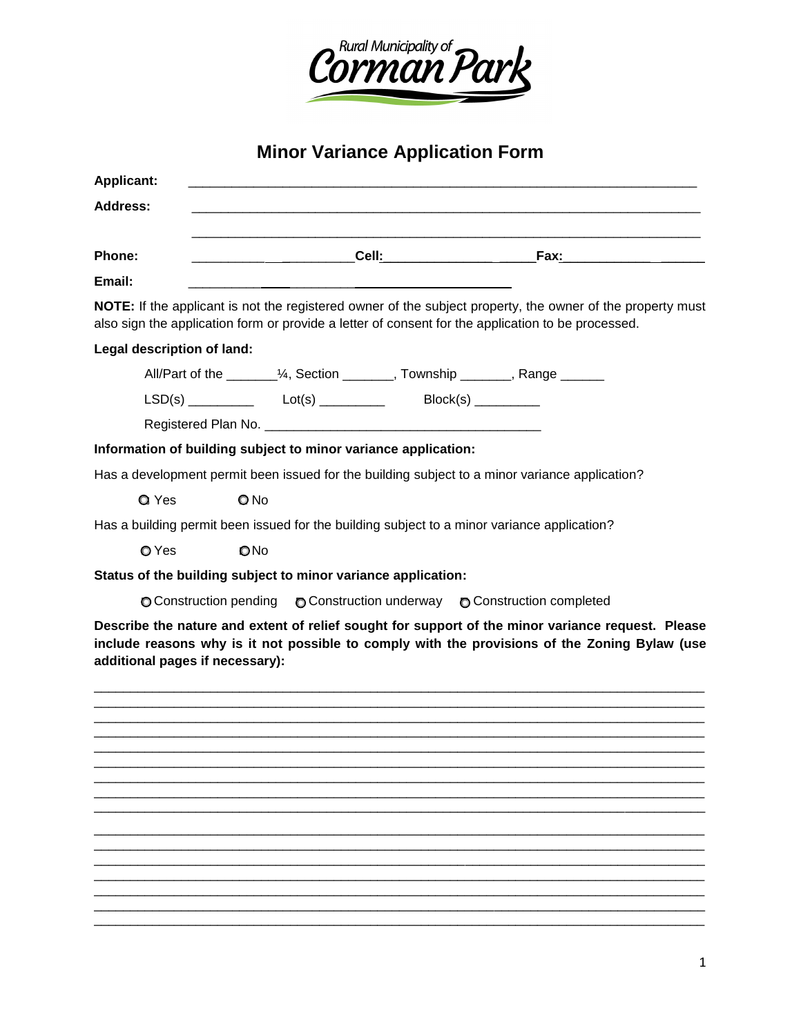Rural Municipality of **Corman Park**

# Minor Variance Application Form

**Applicant:** ______________________________________________________________________

**Address:** ______________________________________________________________________

______________________________________________________________________

**Phone:** ______________________ **Cell:** ______________________ **Fax:** ____________________

**Email:** ________________________________________

**NOTE:** If the applicant is not the registered owner of the subject property, the owner of the property must also sign the application form or provide a letter of consent for the application to be processed.

**Legal description of land:**

All/Part of the _______¼, Section _______, Township _______, Range ______

LSD(s) _________ Lot(s) _________ Block(s) _________

Registered Plan No. ______________________________________

**Information of building subject to minor variance application:**

Has a development permit been issued for the building subject to a minor variance application?

○ Yes ○ No

Has a building permit been issued for the building subject to a minor variance application?

○ Yes ○ No

**Status of the building subject to minor variance application:**

○ Construction pending ○ Construction underway ○ Construction completed

**Describe the nature and extent of relief sought for support of the minor variance request. Please include reasons why is it not possible to comply with the provisions of the Zoning Bylaw (use additional pages if necessary):**

__________________________________________________________________________________________
__________________________________________________________________________________________
__________________________________________________________________________________________
__________________________________________________________________________________________
__________________________________________________________________________________________
__________________________________________________________________________________________
__________________________________________________________________________________________
__________________________________________________________________________________________
__________________________________________________________________________________________
__________________________________________________________________________________________
__________________________________________________________________________________________
__________________________________________________________________________________________
__________________________________________________________________________________________
__________________________________________________________________________________________
__________________________________________________________________________________________
__________________________________________________________________________________________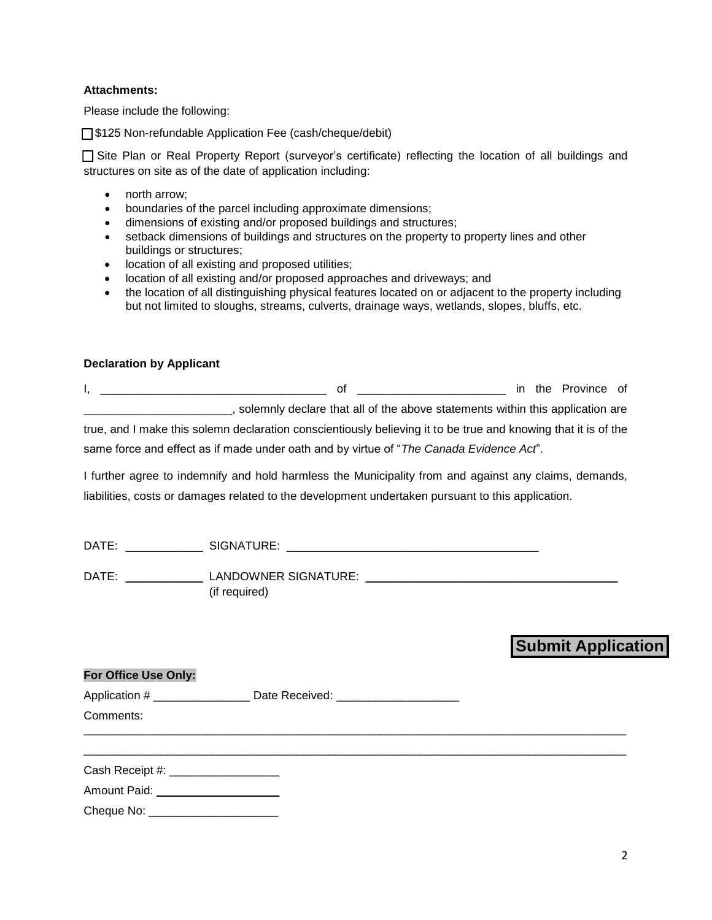**Attachments:**

Please include the following:

☐ $125 Non-refundable Application Fee (cash/cheque/debit)

☐ Site Plan or Real Property Report (surveyor's certificate) reflecting the location of all buildings and structures on site as of the date of application including:

- north arrow;
- boundaries of the parcel including approximate dimensions;
- dimensions of existing and/or proposed buildings and structures;
- setback dimensions of buildings and structures on the property to property lines and other buildings or structures;
- location of all existing and proposed utilities;
- location of all existing and/or proposed approaches and driveways; and
- the location of all distinguishing physical features located on or adjacent to the property including but not limited to sloughs, streams, culverts, drainage ways, wetlands, slopes, bluffs, etc.

**Declaration by Applicant**

I, ___________________________________ of ______________________ in the Province of ______________________, solemnly declare that all of the above statements within this application are true, and I make this solemn declaration conscientiously believing it to be true and knowing that it is of the same force and effect as if made under oath and by virtue of "*The Canada Evidence Act*".

I further agree to indemnify and hold harmless the Municipality from and against any claims, demands, liabilities, costs or damages related to the development undertaken pursuant to this application.

DATE: ____________ SIGNATURE: ______________________________________

DATE: ____________ LANDOWNER SIGNATURE: ______________________________________
(if required)

**Submit Application**

**For Office Use Only:**

Application # _______________ Date Received: ___________________

Comments:

_____________________________________________________________________________________

_____________________________________________________________________________________

Cash Receipt #: _________________

Amount Paid: ___________________

Cheque No: ____________________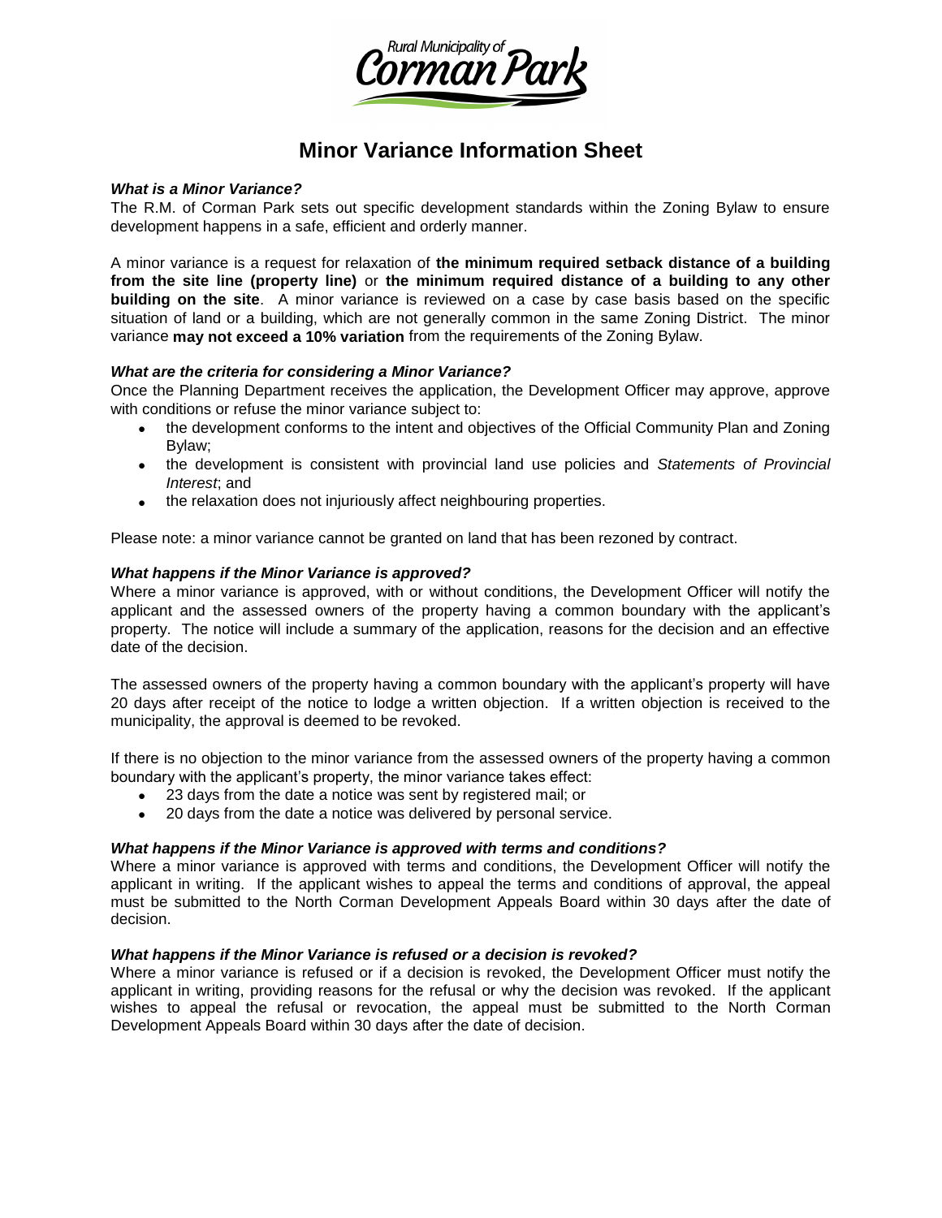# Minor Variance Information Sheet

***What is a Minor Variance?***

The R.M. of Corman Park sets out specific development standards within the Zoning Bylaw to ensure development happens in a safe, efficient and orderly manner.

A minor variance is a request for relaxation of **the minimum required setback distance of a building from the site line (property line)** or **the minimum required distance of a building to any other building on the site**. A minor variance is reviewed on a case by case basis based on the specific situation of land or a building, which are not generally common in the same Zoning District. The minor variance **may not exceed a 10% variation** from the requirements of the Zoning Bylaw.

***What are the criteria for considering a Minor Variance?***

Once the Planning Department receives the application, the Development Officer may approve, approve with conditions or refuse the minor variance subject to:

- the development conforms to the intent and objectives of the Official Community Plan and Zoning Bylaw;
- the development is consistent with provincial land use policies and *Statements of Provincial Interest*; and
- the relaxation does not injuriously affect neighbouring properties.

Please note: a minor variance cannot be granted on land that has been rezoned by contract.

***What happens if the Minor Variance is approved?***

Where a minor variance is approved, with or without conditions, the Development Officer will notify the applicant and the assessed owners of the property having a common boundary with the applicant's property. The notice will include a summary of the application, reasons for the decision and an effective date of the decision.

The assessed owners of the property having a common boundary with the applicant's property will have 20 days after receipt of the notice to lodge a written objection. If a written objection is received to the municipality, the approval is deemed to be revoked.

If there is no objection to the minor variance from the assessed owners of the property having a common boundary with the applicant's property, the minor variance takes effect:

- 23 days from the date a notice was sent by registered mail; or
- 20 days from the date a notice was delivered by personal service.

***What happens if the Minor Variance is approved with terms and conditions?***

Where a minor variance is approved with terms and conditions, the Development Officer will notify the applicant in writing. If the applicant wishes to appeal the terms and conditions of approval, the appeal must be submitted to the North Corman Development Appeals Board within 30 days after the date of decision.

***What happens if the Minor Variance is refused or a decision is revoked?***

Where a minor variance is refused or if a decision is revoked, the Development Officer must notify the applicant in writing, providing reasons for the refusal or why the decision was revoked. If the applicant wishes to appeal the refusal or revocation, the appeal must be submitted to the North Corman Development Appeals Board within 30 days after the date of decision.